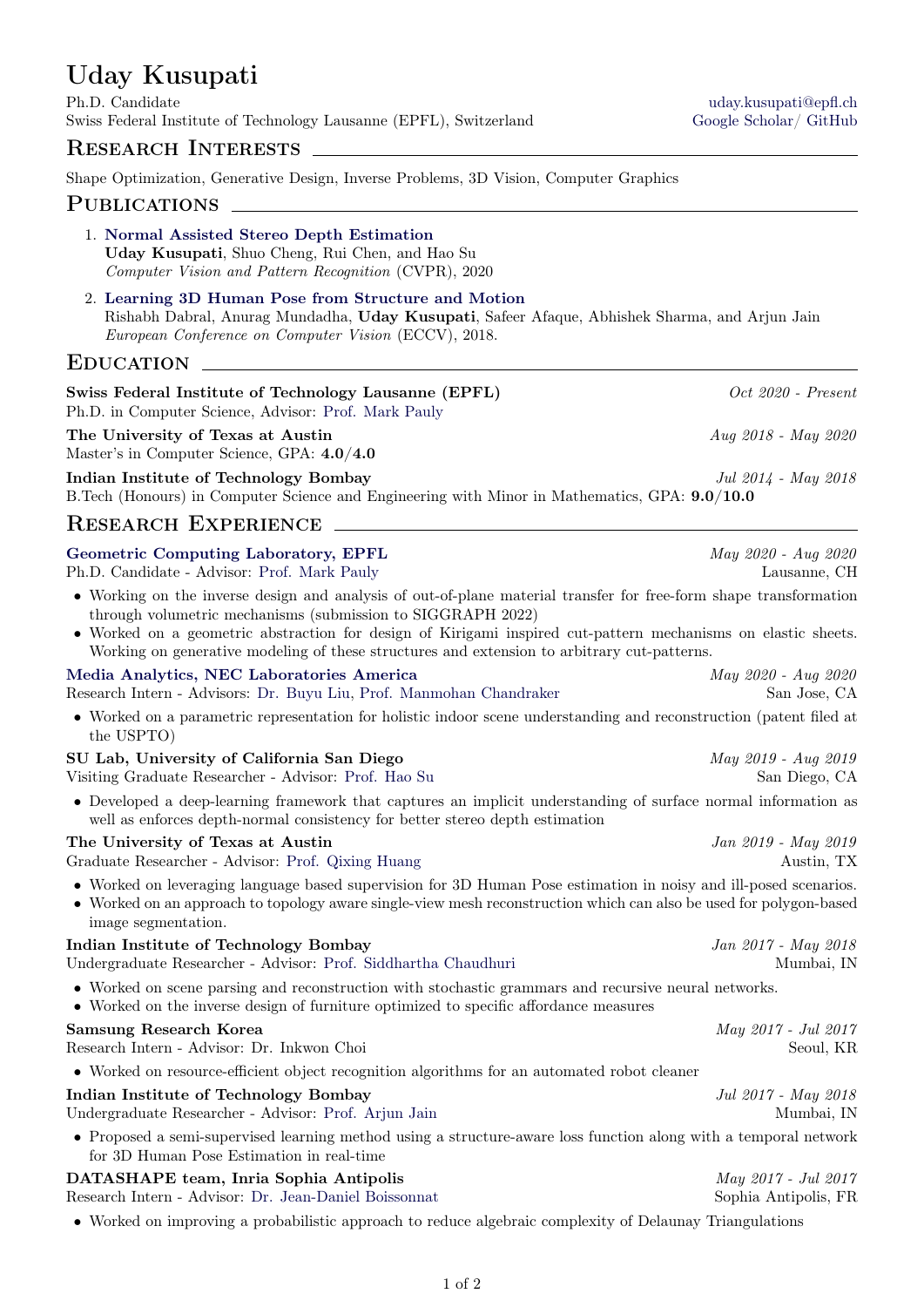# Uday Kusupati

Ph.D. Candidate
Swiss Federal Institute of Technology Lausanne (EPFL), Switzerland

uday.kusupati@epfl.ch
Google Scholar/ GitHub

## Research Interests

Shape Optimization, Generative Design, Inverse Problems, 3D Vision, Computer Graphics

## Publications

1. **Normal Assisted Stereo Depth Estimation**
   **Uday Kusupati**, Shuo Cheng, Rui Chen, and Hao Su
   *Computer Vision and Pattern Recognition* (CVPR), 2020

2. **Learning 3D Human Pose from Structure and Motion**
   Rishabh Dabral, Anurag Mundadha, **Uday Kusupati**, Safeer Afaque, Abhishek Sharma, and Arjun Jain
   *European Conference on Computer Vision* (ECCV), 2018.

## Education

**Swiss Federal Institute of Technology Lausanne (EPFL)** — *Oct 2020 - Present*
Ph.D. in Computer Science, Advisor: Prof. Mark Pauly

**The University of Texas at Austin** — *Aug 2018 - May 2020*
Master's in Computer Science, GPA: **4.0/4.0**

**Indian Institute of Technology Bombay** — *Jul 2014 - May 2018*
B.Tech (Honours) in Computer Science and Engineering with Minor in Mathematics, GPA: **9.0/10.0**

## Research Experience

**Geometric Computing Laboratory, EPFL** — *May 2020 - Aug 2020*
Ph.D. Candidate - Advisor: Prof. Mark Pauly — Lausanne, CH

- Working on the inverse design and analysis of out-of-plane material transfer for free-form shape transformation through volumetric mechanisms (submission to SIGGRAPH 2022)
- Worked on a geometric abstraction for design of Kirigami inspired cut-pattern mechanisms on elastic sheets. Working on generative modeling of these structures and extension to arbitrary cut-patterns.

**Media Analytics, NEC Laboratories America** — *May 2020 - Aug 2020*
Research Intern - Advisors: Dr. Buyu Liu, Prof. Manmohan Chandraker — San Jose, CA

- Worked on a parametric representation for holistic indoor scene understanding and reconstruction (patent filed at the USPTO)

**SU Lab, University of California San Diego** — *May 2019 - Aug 2019*
Visiting Graduate Researcher - Advisor: Prof. Hao Su — San Diego, CA

- Developed a deep-learning framework that captures an implicit understanding of surface normal information as well as enforces depth-normal consistency for better stereo depth estimation

**The University of Texas at Austin** — *Jan 2019 - May 2019*
Graduate Researcher - Advisor: Prof. Qixing Huang — Austin, TX

- Worked on leveraging language based supervision for 3D Human Pose estimation in noisy and ill-posed scenarios.
- Worked on an approach to topology aware single-view mesh reconstruction which can also be used for polygon-based image segmentation.

**Indian Institute of Technology Bombay** — *Jan 2017 - May 2018*
Undergraduate Researcher - Advisor: Prof. Siddhartha Chaudhuri — Mumbai, IN

- Worked on scene parsing and reconstruction with stochastic grammars and recursive neural networks.
- Worked on the inverse design of furniture optimized to specific affordance measures

**Samsung Research Korea** — *May 2017 - Jul 2017*
Research Intern - Advisor: Dr. Inkwon Choi — Seoul, KR

- Worked on resource-efficient object recognition algorithms for an automated robot cleaner

**Indian Institute of Technology Bombay** — *Jul 2017 - May 2018*
Undergraduate Researcher - Advisor: Prof. Arjun Jain — Mumbai, IN

- Proposed a semi-supervised learning method using a structure-aware loss function along with a temporal network for 3D Human Pose Estimation in real-time

**DATASHAPE team, Inria Sophia Antipolis** — *May 2017 - Jul 2017*
Research Intern - Advisor: Dr. Jean-Daniel Boissonnat — Sophia Antipolis, FR

- Worked on improving a probabilistic approach to reduce algebraic complexity of Delaunay Triangulations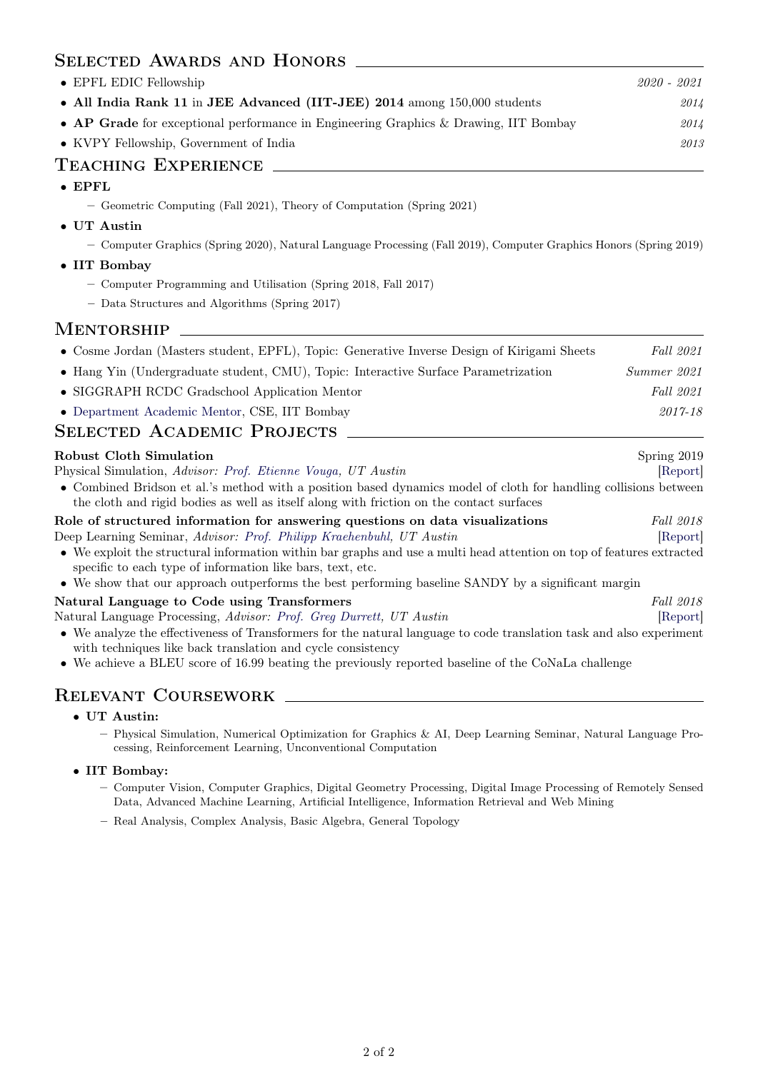## Selected Awards and Honors

- EPFL EDIC Fellowship *2020 - 2021*
- **All India Rank 11** in **JEE Advanced (IIT-JEE) 2014** among 150,000 students *2014*
- **AP Grade** for exceptional performance in Engineering Graphics & Drawing, IIT Bombay *2014*
- KVPY Fellowship, Government of India *2013*

## Teaching Experience

- **EPFL**
  - Geometric Computing (Fall 2021), Theory of Computation (Spring 2021)
- **UT Austin**
  - Computer Graphics (Spring 2020), Natural Language Processing (Fall 2019), Computer Graphics Honors (Spring 2019)
- **IIT Bombay**
  - Computer Programming and Utilisation (Spring 2018, Fall 2017)
  - Data Structures and Algorithms (Spring 2017)

## Mentorship

- Cosme Jordan (Masters student, EPFL), Topic: Generative Inverse Design of Kirigami Sheets *Fall 2021*
- Hang Yin (Undergraduate student, CMU), Topic: Interactive Surface Parametrization *Summer 2021*
- SIGGRAPH RCDC Gradschool Application Mentor *Fall 2021*
- Department Academic Mentor, CSE, IIT Bombay *2017-18*

## Selected Academic Projects

**Robust Cloth Simulation** Spring 2019
Physical Simulation, *Advisor: Prof. Etienne Vouga, UT Austin* [Report]

- Combined Bridson et al.'s method with a position based dynamics model of cloth for handling collisions between the cloth and rigid bodies as well as itself along with friction on the contact surfaces

**Role of structured information for answering questions on data visualizations** *Fall 2018*
Deep Learning Seminar, *Advisor: Prof. Philipp Kraehenbuhl, UT Austin* [Report]

- We exploit the structural information within bar graphs and use a multi head attention on top of features extracted specific to each type of information like bars, text, etc.
- We show that our approach outperforms the best performing baseline SANDY by a significant margin

**Natural Language to Code using Transformers** *Fall 2018*
Natural Language Processing, *Advisor: Prof. Greg Durrett, UT Austin* [Report]

- We analyze the effectiveness of Transformers for the natural language to code translation task and also experiment with techniques like back translation and cycle consistency
- We achieve a BLEU score of 16.99 beating the previously reported baseline of the CoNaLa challenge

## Relevant Coursework

- **UT Austin:**
  - Physical Simulation, Numerical Optimization for Graphics & AI, Deep Learning Seminar, Natural Language Processing, Reinforcement Learning, Unconventional Computation
- **IIT Bombay:**
  - Computer Vision, Computer Graphics, Digital Geometry Processing, Digital Image Processing of Remotely Sensed Data, Advanced Machine Learning, Artificial Intelligence, Information Retrieval and Web Mining
  - Real Analysis, Complex Analysis, Basic Algebra, General Topology